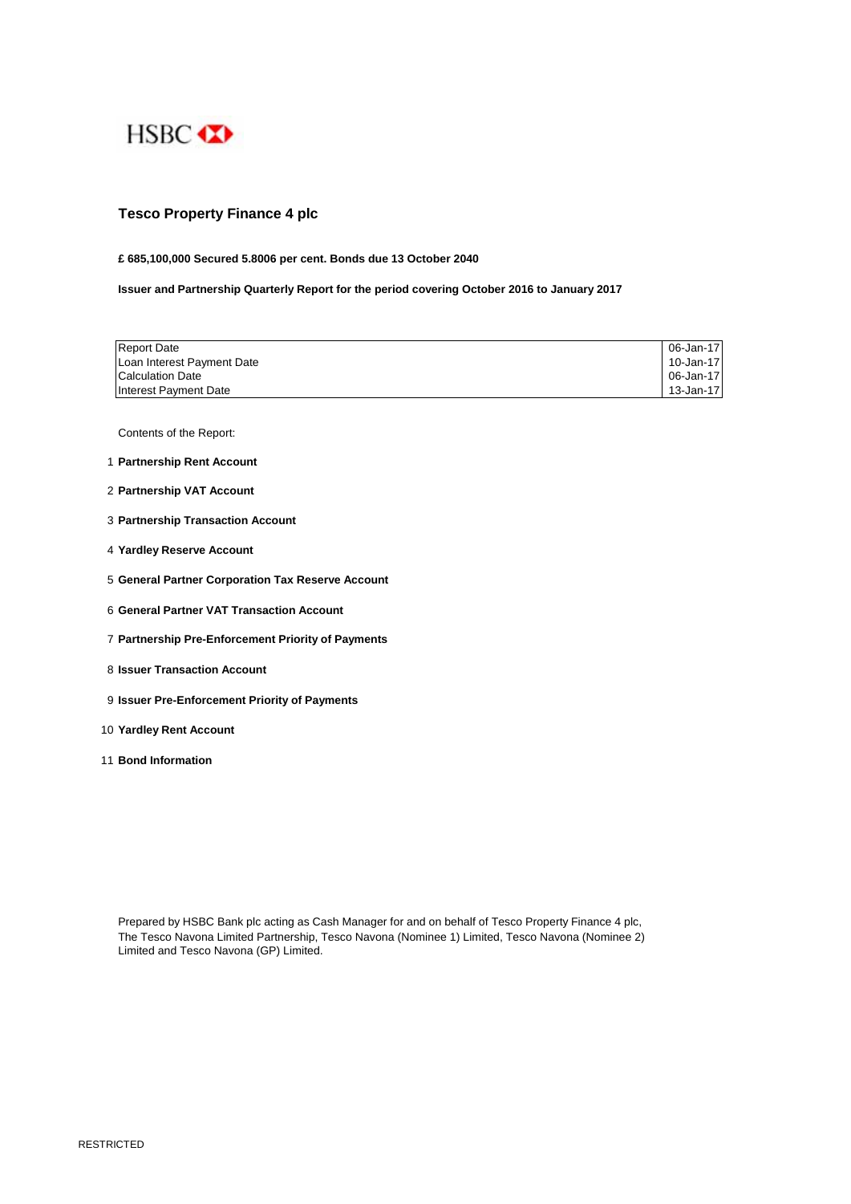HSBC

# Tesco Property Finance 4 plc

**£ 685,100,000 Secured 5.8006 per cent. Bonds due 13 October 2040**

**Issuer and Partnership Quarterly Report for the period covering October 2016 to January 2017**

| | |
|---|---|
| Report Date | 06-Jan-17 |
| Loan Interest Payment Date | 10-Jan-17 |
| Calculation Date | 06-Jan-17 |
| Interest Payment Date | 13-Jan-17 |

Contents of the Report:

1. **Partnership Rent Account**
2. **Partnership VAT Account**
3. **Partnership Transaction Account**
4. **Yardley Reserve Account**
5. **General Partner Corporation Tax Reserve Account**
6. **General Partner VAT Transaction Account**
7. **Partnership Pre-Enforcement Priority of Payments**
8. **Issuer Transaction Account**
9. **Issuer Pre-Enforcement Priority of Payments**
10. **Yardley Rent Account**
11. **Bond Information**

Prepared by HSBC Bank plc acting as Cash Manager for and on behalf of Tesco Property Finance 4 plc, The Tesco Navona Limited Partnership, Tesco Navona (Nominee 1) Limited, Tesco Navona (Nominee 2) Limited and Tesco Navona (GP) Limited.

RESTRICTED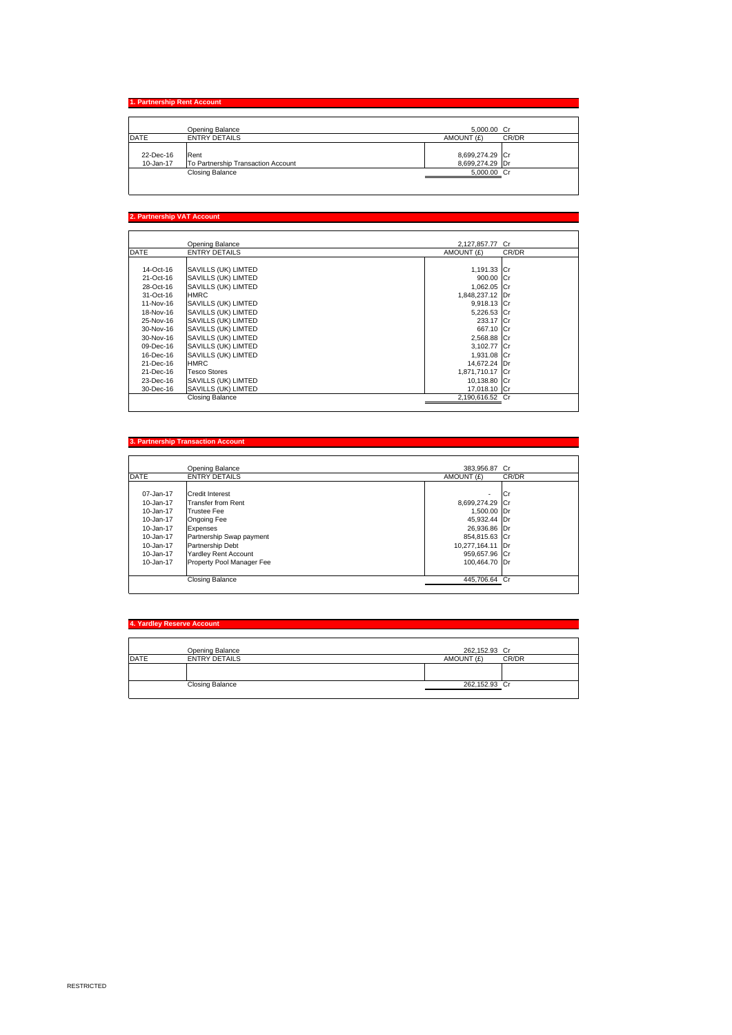## 1. Partnership Rent Account

| DATE | ENTRY DETAILS | AMOUNT (£) | CR/DR |
|---|---|---|---|
| | Opening Balance | 5,000.00 | Cr |
| 22-Dec-16 | Rent | 8,699,274.29 | Cr |
| 10-Jan-17 | To Partnership Transaction Account | 8,699,274.29 | Dr |
| | Closing Balance | 5,000.00 | Cr |

## 2. Partnership VAT Account

| DATE | ENTRY DETAILS | AMOUNT (£) | CR/DR |
|---|---|---|---|
| | Opening Balance | 2,127,857.77 | Cr |
| 14-Oct-16 | SAVILLS (UK) LIMTED | 1,191.33 | Cr |
| 21-Oct-16 | SAVILLS (UK) LIMTED | 900.00 | Cr |
| 28-Oct-16 | SAVILLS (UK) LIMTED | 1,062.05 | Cr |
| 31-Oct-16 | HMRC | 1,848,237.12 | Dr |
| 11-Nov-16 | SAVILLS (UK) LIMTED | 9,918.13 | Cr |
| 18-Nov-16 | SAVILLS (UK) LIMTED | 5,226.53 | Cr |
| 25-Nov-16 | SAVILLS (UK) LIMTED | 233.17 | Cr |
| 30-Nov-16 | SAVILLS (UK) LIMTED | 667.10 | Cr |
| 30-Nov-16 | SAVILLS (UK) LIMTED | 2,568.88 | Cr |
| 09-Dec-16 | SAVILLS (UK) LIMTED | 3,102.77 | Cr |
| 16-Dec-16 | SAVILLS (UK) LIMTED | 1,931.08 | Cr |
| 21-Dec-16 | HMRC | 14,672.24 | Dr |
| 21-Dec-16 | Tesco Stores | 1,871,710.17 | Cr |
| 23-Dec-16 | SAVILLS (UK) LIMTED | 10,138.80 | Cr |
| 30-Dec-16 | SAVILLS (UK) LIMTED | 17,018.10 | Cr |
| | Closing Balance | 2,190,616.52 | Cr |

## 3. Partnership Transaction Account

| DATE | ENTRY DETAILS | AMOUNT (£) | CR/DR |
|---|---|---|---|
| | Opening Balance | 383,956.87 | Cr |
| 07-Jan-17 | Credit Interest | - | Cr |
| 10-Jan-17 | Transfer from Rent | 8,699,274.29 | Cr |
| 10-Jan-17 | Trustee Fee | 1,500.00 | Dr |
| 10-Jan-17 | Ongoing Fee | 45,932.44 | Dr |
| 10-Jan-17 | Expenses | 26,936.86 | Dr |
| 10-Jan-17 | Partnership Swap payment | 854,815.63 | Cr |
| 10-Jan-17 | Partnership Debt | 10,277,164.11 | Dr |
| 10-Jan-17 | Yardley Rent Account | 959,657.96 | Cr |
| 10-Jan-17 | Property Pool Manager Fee | 100,464.70 | Dr |
| | Closing Balance | 445,706.64 | Cr |

## 4. Yardley Reserve Account

| DATE | ENTRY DETAILS | AMOUNT (£) | CR/DR |
|---|---|---|---|
| | Opening Balance | 262,152.93 | Cr |
| | Closing Balance | 262,152.93 | Cr |

RESTRICTED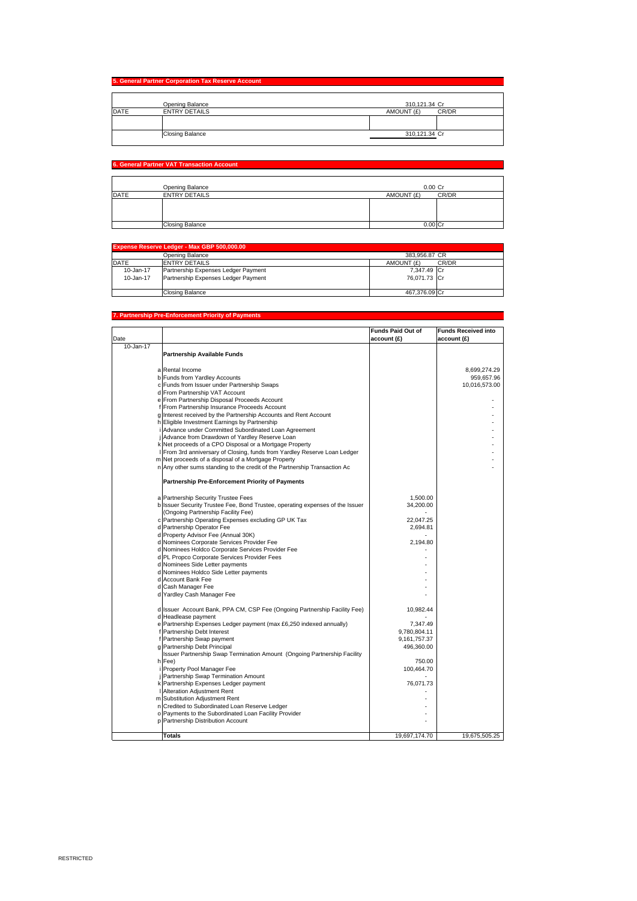## 5. General Partner Corporation Tax Reserve Account

| DATE | ENTRY DETAILS | AMOUNT (£) | CR/DR |
|---|---|---|---|
| | Opening Balance | 310,121.34 | Cr |
| | | | |
| | Closing Balance | 310,121.34 | Cr |

## 6. General Partner VAT Transaction Account

| DATE | ENTRY DETAILS | AMOUNT (£) | CR/DR |
|---|---|---|---|
| | Opening Balance | 0.00 | Cr |
| | | | |
| | Closing Balance | 0.00 | Cr |

## Expense Reserve Ledger - Max GBP 500,000.00

| DATE | ENTRY DETAILS | AMOUNT (£) | CR/DR |
|---|---|---|---|
| | Opening Balance | 383,956.87 | CR |
| 10-Jan-17 | Partnership Expenses Ledger Payment | 7,347.49 | Cr |
| 10-Jan-17 | Partnership Expenses Ledger Payment | 76,071.73 | Cr |
| | Closing Balance | 467,376.09 | Cr |

## 7. Partnership Pre-Enforcement Priority of Payments

| Date | | | Funds Paid Out of account (£) | Funds Received into account (£) |
|---|---|---|---|---|
| 10-Jan-17 | | **Partnership Available Funds** | | |
| | a | Rental Income | | 8,699,274.29 |
| | b | Funds from Yardley Accounts | | 959,657.96 |
| | c | Funds from Issuer under Partnership Swaps | | 10,016,573.00 |
| | d | From Partnership VAT Account | | |
| | e | From Partnership Disposal Proceeds Account | | - |
| | f | From Partnership Insurance Proceeds Account | | - |
| | g | Interest received by the Partnership Accounts and Rent Account | | - |
| | h | Eligible Investment Earnings by Partnership | | - |
| | i | Advance under Committed Subordinated Loan Agreement | | - |
| | j | Advance from Drawdown of Yardley Reserve Loan | | - |
| | k | Net proceeds of a CPO Disposal or a Mortgage Property | | - |
| | l | From 3rd anniversary of Closing, funds from Yardley Reserve Loan Ledger | | - |
| | m | Net proceeds of a disposal of a Mortgage Property | | - |
| | n | Any other sums standing to the credit of the Partnership Transaction Ac | | - |
| | | **Partnership Pre-Enforcement Priority of Payments** | | |
| | a | Partnership Security Trustee Fees | 1,500.00 | |
| | b | Issuer Security Trustee Fee, Bond Trustee, operating expenses of the Issuer (Ongoing Partnership Facility Fee) | 34,200.00 | |
| | | | - | |
| | c | Partnership Operating Expenses excluding GP UK Tax | 22,047.25 | |
| | d | Partnership Operator Fee | 2,694.81 | |
| | d | Property Advisor Fee (Annual 30K) | - | |
| | d | Nominees Corporate Services Provider Fee | 2,194.80 | |
| | d | Nominees Holdco Corporate Services Provider Fee | - | |
| | d | PL Propco Corporate Services Provider Fees | - | |
| | d | Nominees Side Letter payments | - | |
| | d | Nominees Holdco Side Letter payments | - | |
| | d | Account Bank Fee | - | |
| | d | Cash Manager Fee | - | |
| | d | Yardley Cash Manager Fee | - | |
| | d | Issuer Account Bank, PPA CM, CSP Fee (Ongoing Partnership Facility Fee) | 10,982.44 | |
| | d | Headlease payment | - | |
| | e | Partnership Expenses Ledger payment (max £6,250 indexed annually) | 7,347.49 | |
| | f | Partnership Debt Interest | 9,780,804.11 | |
| | f | Partnership Swap payment | 9,161,757.37 | |
| | g | Partnership Debt Principal | 496,360.00 | |
| | h | Issuer Partnership Swap Termination Amount (Ongoing Partnership Facility Fee) | 750.00 | |
| | i | Property Pool Manager Fee | 100,464.70 | |
| | j | Partnership Swap Termination Amount | - | |
| | k | Partnership Expenses Ledger payment | 76,071.73 | |
| | l | Alteration Adjustment Rent | - | |
| | m | Substitution Adjustment Rent | - | |
| | n | Credited to Subordinated Loan Reserve Ledger | - | |
| | o | Payments to the Subordinated Loan Facility Provider | - | |
| | p | Partnership Distribution Account | - | |
| | | **Totals** | 19,697,174.70 | 19,675,505.25 |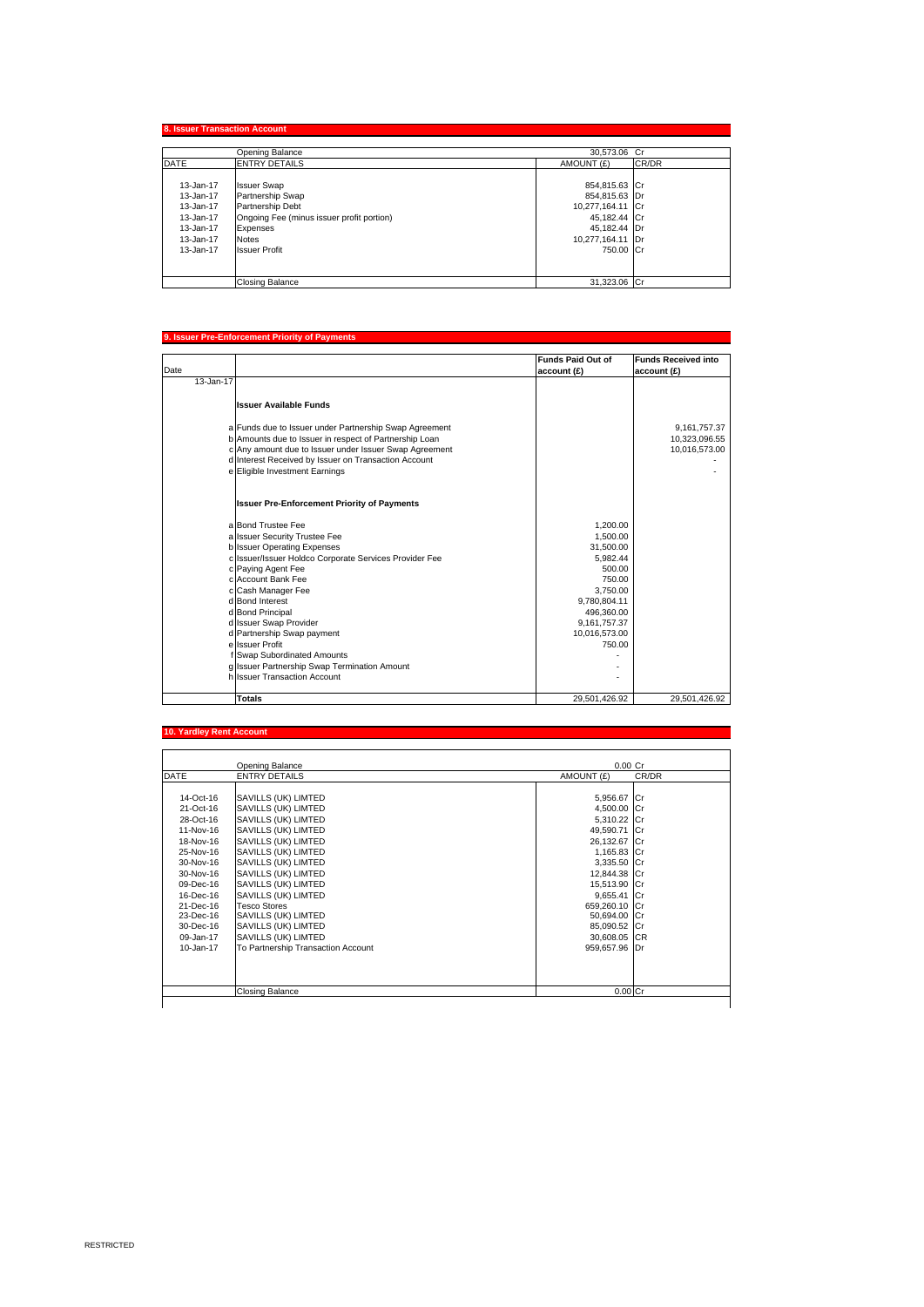## 8. Issuer Transaction Account

| DATE | ENTRY DETAILS | AMOUNT (£) | CR/DR |
|---|---|---|---|
| | Opening Balance | 30,573.06 | Cr |
| 13-Jan-17 | Issuer Swap | 854,815.63 | Cr |
| 13-Jan-17 | Partnership Swap | 854,815.63 | Dr |
| 13-Jan-17 | Partnership Debt | 10,277,164.11 | Cr |
| 13-Jan-17 | Ongoing Fee (minus issuer profit portion) | 45,182.44 | Cr |
| 13-Jan-17 | Expenses | 45,182.44 | Dr |
| 13-Jan-17 | Notes | 10,277,164.11 | Dr |
| 13-Jan-17 | Issuer Profit | 750.00 | Cr |
| | Closing Balance | 31,323.06 | Cr |

## 9. Issuer Pre-Enforcement Priority of Payments

| Date | | Funds Paid Out of account (£) | Funds Received into account (£) |
|---|---|---|---|
| 13-Jan-17 | | | |
| | **Issuer Available Funds** | | |
| | a Funds due to Issuer under Partnership Swap Agreement | | 9,161,757.37 |
| | b Amounts due to Issuer in respect of Partnership Loan | | 10,323,096.55 |
| | c Any amount due to Issuer under Issuer Swap Agreement | | 10,016,573.00 |
| | d Interest Received by Issuer on Transaction Account | | - |
| | e Eligible Investment Earnings | | - |
| | **Issuer Pre-Enforcement Priority of Payments** | | |
| | a Bond Trustee Fee | 1,200.00 | |
| | a Issuer Security Trustee Fee | 1,500.00 | |
| | b Issuer Operating Expenses | 31,500.00 | |
| | c Issuer/Issuer Holdco Corporate Services Provider Fee | 5,982.44 | |
| | c Paying Agent Fee | 500.00 | |
| | c Account Bank Fee | 750.00 | |
| | c Cash Manager Fee | 3,750.00 | |
| | d Bond Interest | 9,780,804.11 | |
| | d Bond Principal | 496,360.00 | |
| | d Issuer Swap Provider | 9,161,757.37 | |
| | d Partnership Swap payment | 10,016,573.00 | |
| | e Issuer Profit | 750.00 | |
| | f Swap Subordinated Amounts | - | |
| | g Issuer Partnership Swap Termination Amount | - | |
| | h Issuer Transaction Account | - | |
| | **Totals** | 29,501,426.92 | 29,501,426.92 |

## 10. Yardley Rent Account

| DATE | ENTRY DETAILS | AMOUNT (£) | CR/DR |
|---|---|---|---|
| | Opening Balance | 0.00 | Cr |
| 14-Oct-16 | SAVILLS (UK) LIMTED | 5,956.67 | Cr |
| 21-Oct-16 | SAVILLS (UK) LIMTED | 4,500.00 | Cr |
| 28-Oct-16 | SAVILLS (UK) LIMTED | 5,310.22 | Cr |
| 11-Nov-16 | SAVILLS (UK) LIMTED | 49,590.71 | Cr |
| 18-Nov-16 | SAVILLS (UK) LIMTED | 26,132.67 | Cr |
| 25-Nov-16 | SAVILLS (UK) LIMTED | 1,165.83 | Cr |
| 30-Nov-16 | SAVILLS (UK) LIMTED | 3,335.50 | Cr |
| 30-Nov-16 | SAVILLS (UK) LIMTED | 12,844.38 | Cr |
| 09-Dec-16 | SAVILLS (UK) LIMTED | 15,513.90 | Cr |
| 16-Dec-16 | SAVILLS (UK) LIMTED | 9,655.41 | Cr |
| 21-Dec-16 | Tesco Stores | 659,260.10 | Cr |
| 23-Dec-16 | SAVILLS (UK) LIMTED | 50,694.00 | Cr |
| 30-Dec-16 | SAVILLS (UK) LIMTED | 85,090.52 | Cr |
| 09-Jan-17 | SAVILLS (UK) LIMTED | 30,608.05 | CR |
| 10-Jan-17 | To Partnership Transaction Account | 959,657.96 | Dr |
| | Closing Balance | 0.00 | Cr |

RESTRICTED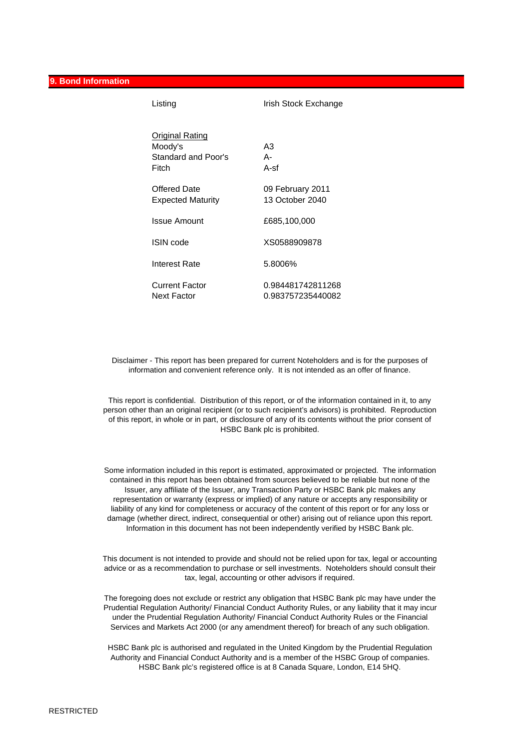## 9. Bond Information

| | |
|---|---|
| Listing | Irish Stock Exchange |
| | |
| Original Rating | |
| Moody's | A3 |
| Standard and Poor's | A- |
| Fitch | A-sf |
| | |
| Offered Date | 09 February 2011 |
| Expected Maturity | 13 October 2040 |
| | |
| Issue Amount | £685,100,000 |
| | |
| ISIN code | XS0588909878 |
| | |
| Interest Rate | 5.8006% |
| | |
| Current Factor | 0.984481742811268 |
| Next Factor | 0.983757235440082 |

Disclaimer - This report has been prepared for current Noteholders and is for the purposes of information and convenient reference only. It is not intended as an offer of finance.

This report is confidential. Distribution of this report, or of the information contained in it, to any person other than an original recipient (or to such recipient's advisors) is prohibited. Reproduction of this report, in whole or in part, or disclosure of any of its contents without the prior consent of HSBC Bank plc is prohibited.

Some information included in this report is estimated, approximated or projected. The information contained in this report has been obtained from sources believed to be reliable but none of the Issuer, any affiliate of the Issuer, any Transaction Party or HSBC Bank plc makes any representation or warranty (express or implied) of any nature or accepts any responsibility or liability of any kind for completeness or accuracy of the content of this report or for any loss or damage (whether direct, indirect, consequential or other) arising out of reliance upon this report. Information in this document has not been independently verified by HSBC Bank plc.

This document is not intended to provide and should not be relied upon for tax, legal or accounting advice or as a recommendation to purchase or sell investments. Noteholders should consult their tax, legal, accounting or other advisors if required.

The foregoing does not exclude or restrict any obligation that HSBC Bank plc may have under the Prudential Regulation Authority/ Financial Conduct Authority Rules, or any liability that it may incur under the Prudential Regulation Authority/ Financial Conduct Authority Rules or the Financial Services and Markets Act 2000 (or any amendment thereof) for breach of any such obligation.

HSBC Bank plc is authorised and regulated in the United Kingdom by the Prudential Regulation Authority and Financial Conduct Authority and is a member of the HSBC Group of companies. HSBC Bank plc's registered office is at 8 Canada Square, London, E14 5HQ.

RESTRICTED